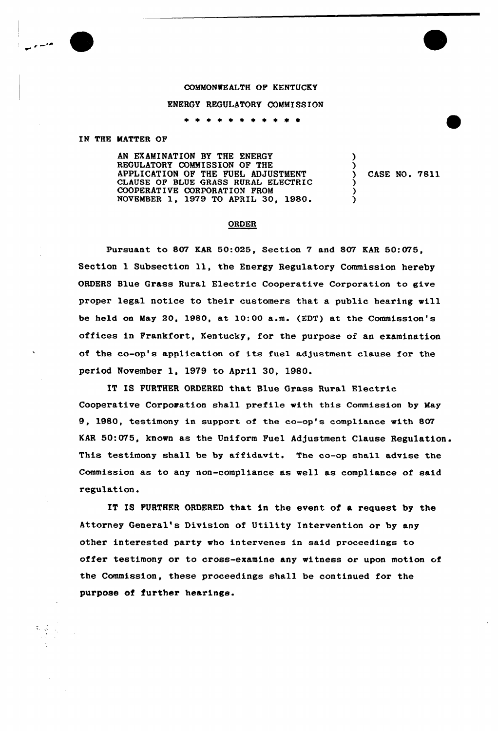COMMONWEALTH OF KENTUCKY

ENERGY REGULATORY COMMISSION

* * * * * * * * * * *

IN THE MATTER OF

AN EXAMINATION BY THE ENERGY REGULATORY COMMISSION OF THE APPLICATION OF THE FUEL ADJUSTMENT CLAUSE OF BLUE GRASS RURAL ELECTRIC COOPERATIVE CORPORATION FROM NOVEMBER 1, 1979 TO APRIL 30, 1980. ) CASE NO. 7811

## ORDER

Pursuant to 807 KAR 50:025, Section 7 and 807 KAR 50:075, Section 1 Subsection 11, the Energy Regulatory Commission hereby ORDERS Blue Grass Rural Electric Cooperative Corporation to give proper legal notice to their customers that a public hearing will be held on May 20, 1980, at 10:00 a.m. (EDT) at the Commission's offices in Frankfort, Kentucky, for the purpose of an examination of the co-op's application of its fuel adjustment clause for the period November 1, 1979 to April 30, 1980.

IT IS FURTHER ORDERED that Blue Grass Rural Electric Cooperative Corporation shall prefile with this Commission by May 9, 1980, testimony in support of the co-op's compliance with 807 KAR 50:075, known as the Uniform Fuel Adjustment Clause Regulation. This testimony shall be by affidavit. The co-op shall advise the Commission as to any non-compliance as well as compliance of said regulation.

IT IS FURTHER ORDERED that in the event of a request by the Attorney General's Division of Utility Intervention or by any other interested party who intervenes in said proceedings to offer testimony or to cross-examine any witness or upon motion of the Commission, these proceedings shall be continued for the purpose of further hearings.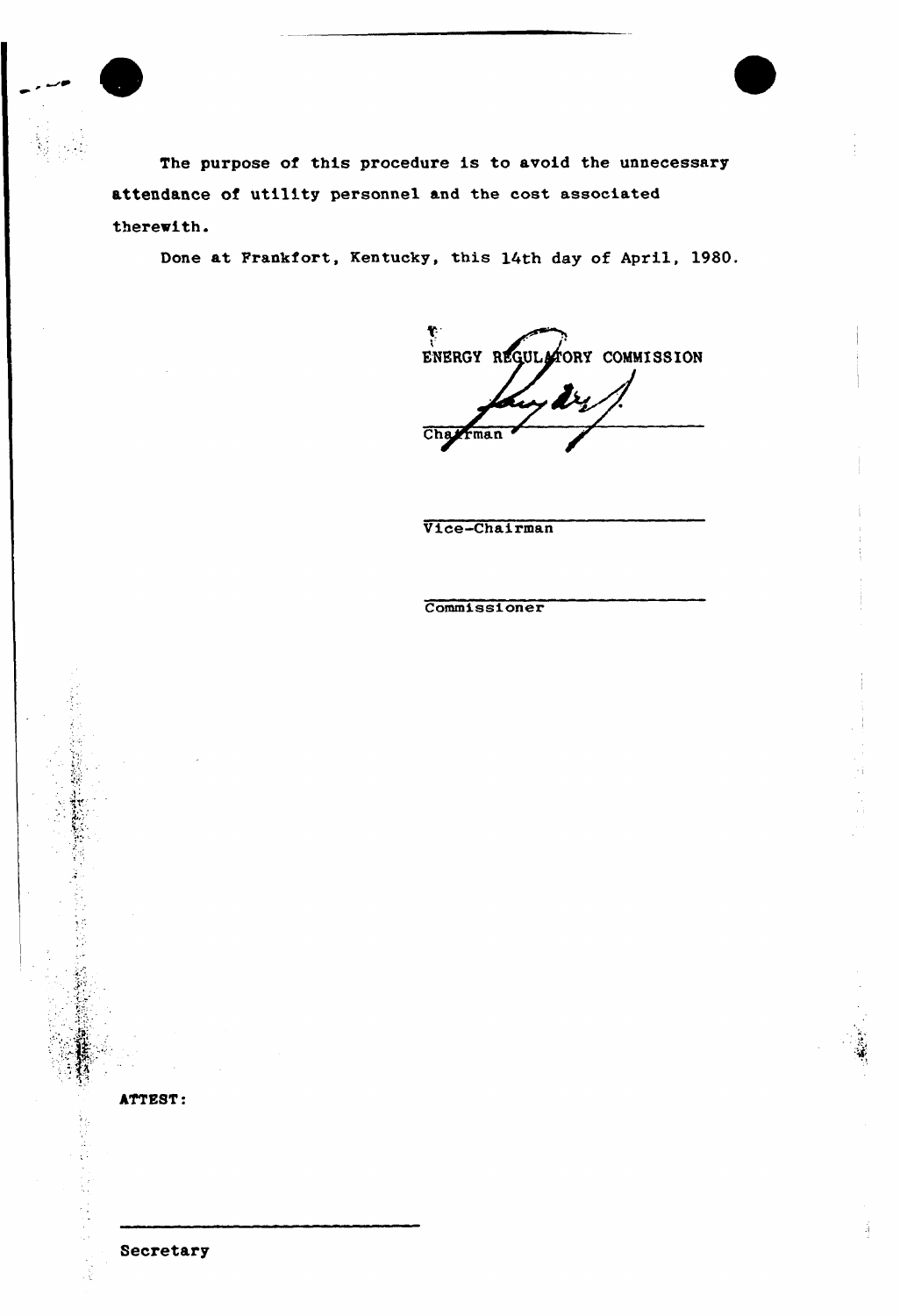The purpose of this procedure is to avoid the unnecessary attendance of utility personnel and the cost associated therewith.

Done at Frankfort, Kentucky, this 14th day of April, 1980.

ENERGY REGULATORY COMMISSION

Chairman

Vice-Chairman

Commissioner

ATTEST:

Secretary